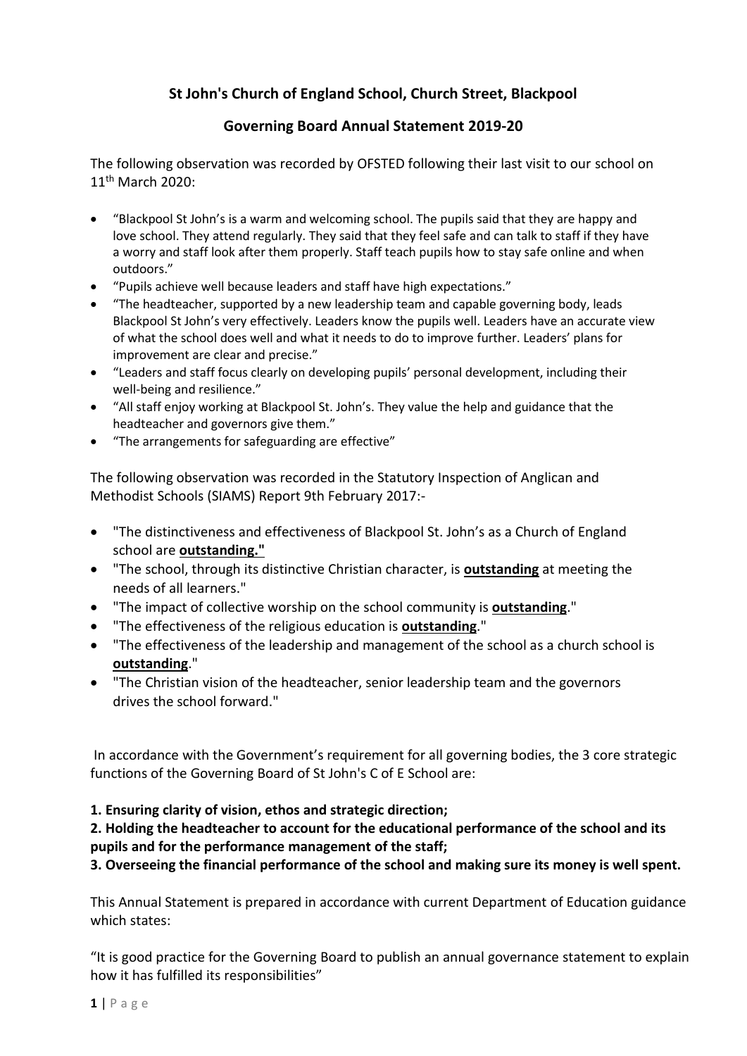# St John's Church of England School, Church Street, Blackpool

## Governing Board Annual Statement 2019-20

The following observation was recorded by OFSTED following their last visit to our school on 11th March 2020:

- "Blackpool St John's is a warm and welcoming school. The pupils said that they are happy and love school. They attend regularly. They said that they feel safe and can talk to staff if they have a worry and staff look after them properly. Staff teach pupils how to stay safe online and when outdoors."
- "Pupils achieve well because leaders and staff have high expectations."
- "The headteacher, supported by a new leadership team and capable governing body, leads Blackpool St John's very effectively. Leaders know the pupils well. Leaders have an accurate view of what the school does well and what it needs to do to improve further. Leaders' plans for improvement are clear and precise."
- "Leaders and staff focus clearly on developing pupils' personal development, including their well-being and resilience."
- "All staff enjoy working at Blackpool St. John's. They value the help and guidance that the headteacher and governors give them."
- "The arrangements for safeguarding are effective"

The following observation was recorded in the Statutory Inspection of Anglican and Methodist Schools (SIAMS) Report 9th February 2017:-

- "The distinctiveness and effectiveness of Blackpool St. John's as a Church of England school are **outstanding."**
- "The school, through its distinctive Christian character, is **outstanding** at meeting the needs of all learners."
- "The impact of collective worship on the school community is **outstanding**."
- "The effectiveness of the religious education is **outstanding**."
- "The effectiveness of the leadership and management of the school as a church school is **outstanding**."
- "The Christian vision of the headteacher, senior leadership team and the governors drives the school forward."

In accordance with the Government's requirement for all governing bodies, the 3 core strategic functions of the Governing Board of St John's C of E School are:

**1. Ensuring clarity of vision, ethos and strategic direction;**

**2. Holding the headteacher to account for the educational performance of the school and its pupils and for the performance management of the staff;**

**3. Overseeing the financial performance of the school and making sure its money is well spent.**

This Annual Statement is prepared in accordance with current Department of Education guidance which states:

"It is good practice for the Governing Board to publish an annual governance statement to explain how it has fulfilled its responsibilities"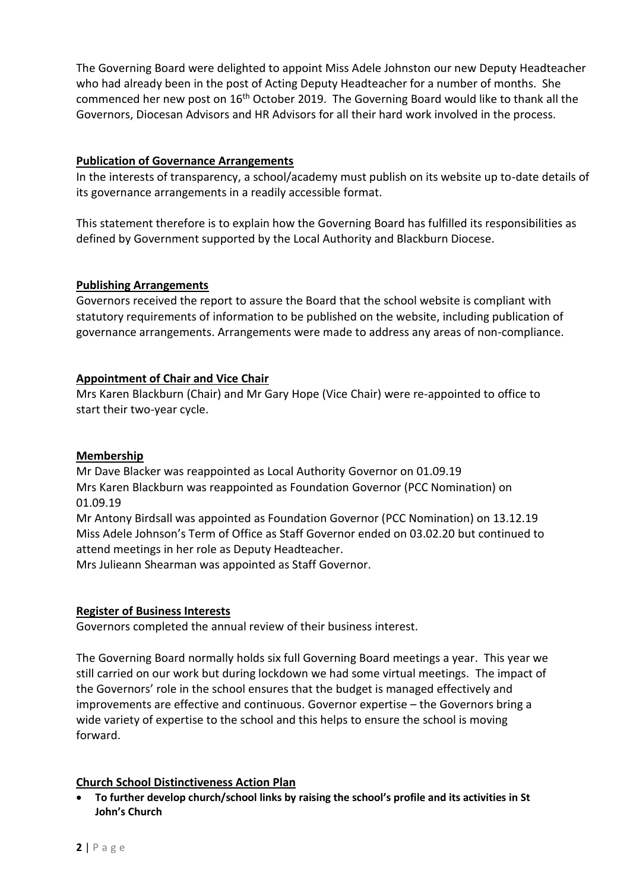The Governing Board were delighted to appoint Miss Adele Johnston our new Deputy Headteacher who had already been in the post of Acting Deputy Headteacher for a number of months. She commenced her new post on 16th October 2019. The Governing Board would like to thank all the Governors, Diocesan Advisors and HR Advisors for all their hard work involved in the process.

**Publication of Governance Arrangements**

In the interests of transparency, a school/academy must publish on its website up to-date details of its governance arrangements in a readily accessible format.

This statement therefore is to explain how the Governing Board has fulfilled its responsibilities as defined by Government supported by the Local Authority and Blackburn Diocese.

**Publishing Arrangements**

Governors received the report to assure the Board that the school website is compliant with statutory requirements of information to be published on the website, including publication of governance arrangements. Arrangements were made to address any areas of non-compliance.

**Appointment of Chair and Vice Chair**

Mrs Karen Blackburn (Chair) and Mr Gary Hope (Vice Chair) were re-appointed to office to start their two-year cycle.

**Membership**

Mr Dave Blacker was reappointed as Local Authority Governor on 01.09.19
Mrs Karen Blackburn was reappointed as Foundation Governor (PCC Nomination) on 01.09.19
Mr Antony Birdsall was appointed as Foundation Governor (PCC Nomination) on 13.12.19
Miss Adele Johnson's Term of Office as Staff Governor ended on 03.02.20 but continued to attend meetings in her role as Deputy Headteacher.
Mrs Julieann Shearman was appointed as Staff Governor.

**Register of Business Interests**

Governors completed the annual review of their business interest.

The Governing Board normally holds six full Governing Board meetings a year. This year we still carried on our work but during lockdown we had some virtual meetings. The impact of the Governors' role in the school ensures that the budget is managed effectively and improvements are effective and continuous. Governor expertise – the Governors bring a wide variety of expertise to the school and this helps to ensure the school is moving forward.

**Church School Distinctiveness Action Plan**

- **To further develop church/school links by raising the school's profile and its activities in St John's Church**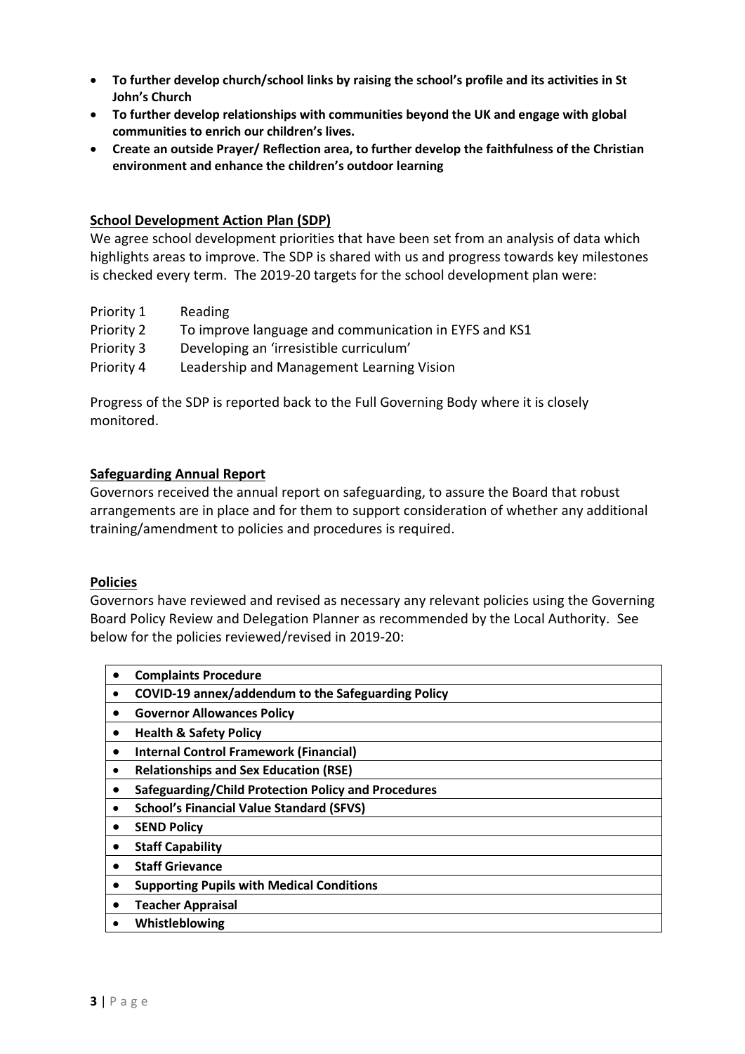- **To further develop church/school links by raising the school's profile and its activities in St John's Church**
- **To further develop relationships with communities beyond the UK and engage with global communities to enrich our children's lives.**
- **Create an outside Prayer/ Reflection area, to further develop the faithfulness of the Christian environment and enhance the children's outdoor learning**

## School Development Action Plan (SDP)

We agree school development priorities that have been set from an analysis of data which highlights areas to improve. The SDP is shared with us and progress towards key milestones is checked every term. The 2019-20 targets for the school development plan were:

Priority 1 Reading
Priority 2 To improve language and communication in EYFS and KS1
Priority 3 Developing an 'irresistible curriculum'
Priority 4 Leadership and Management Learning Vision

Progress of the SDP is reported back to the Full Governing Body where it is closely monitored.

## Safeguarding Annual Report

Governors received the annual report on safeguarding, to assure the Board that robust arrangements are in place and for them to support consideration of whether any additional training/amendment to policies and procedures is required.

## Policies

Governors have reviewed and revised as necessary any relevant policies using the Governing Board Policy Review and Delegation Planner as recommended by the Local Authority. See below for the policies reviewed/revised in 2019-20:

| Policy |
|---|
| • **Complaints Procedure** |
| • **COVID-19 annex/addendum to the Safeguarding Policy** |
| • **Governor Allowances Policy** |
| • **Health & Safety Policy** |
| • **Internal Control Framework (Financial)** |
| • **Relationships and Sex Education (RSE)** |
| • **Safeguarding/Child Protection Policy and Procedures** |
| • **School's Financial Value Standard (SFVS)** |
| • **SEND Policy** |
| • **Staff Capability** |
| • **Staff Grievance** |
| • **Supporting Pupils with Medical Conditions** |
| • **Teacher Appraisal** |
| • **Whistleblowing** |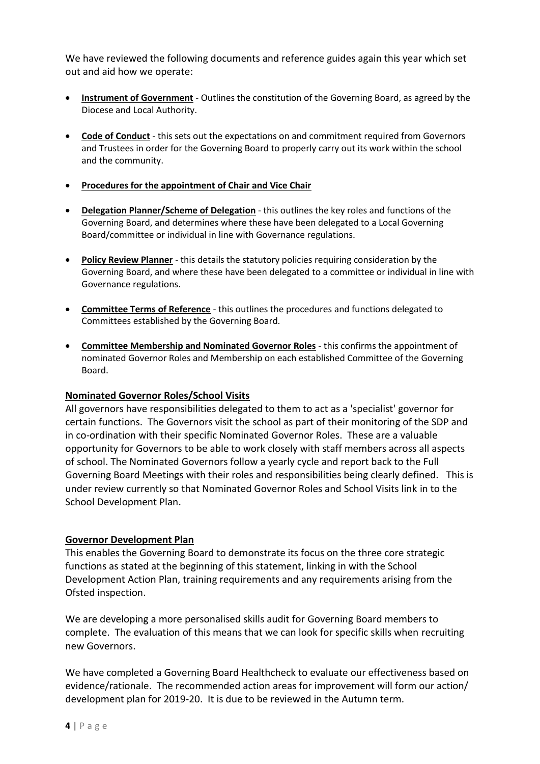We have reviewed the following documents and reference guides again this year which set out and aid how we operate:

- **Instrument of Government** - Outlines the constitution of the Governing Board, as agreed by the Diocese and Local Authority.
- **Code of Conduct** - this sets out the expectations on and commitment required from Governors and Trustees in order for the Governing Board to properly carry out its work within the school and the community.
- **Procedures for the appointment of Chair and Vice Chair**
- **Delegation Planner/Scheme of Delegation** - this outlines the key roles and functions of the Governing Board, and determines where these have been delegated to a Local Governing Board/committee or individual in line with Governance regulations.
- **Policy Review Planner** - this details the statutory policies requiring consideration by the Governing Board, and where these have been delegated to a committee or individual in line with Governance regulations.
- **Committee Terms of Reference** - this outlines the procedures and functions delegated to Committees established by the Governing Board.
- **Committee Membership and Nominated Governor Roles** - this confirms the appointment of nominated Governor Roles and Membership on each established Committee of the Governing Board.

## Nominated Governor Roles/School Visits

All governors have responsibilities delegated to them to act as a 'specialist' governor for certain functions. The Governors visit the school as part of their monitoring of the SDP and in co-ordination with their specific Nominated Governor Roles. These are a valuable opportunity for Governors to be able to work closely with staff members across all aspects of school. The Nominated Governors follow a yearly cycle and report back to the Full Governing Board Meetings with their roles and responsibilities being clearly defined. This is under review currently so that Nominated Governor Roles and School Visits link in to the School Development Plan.

## Governor Development Plan

This enables the Governing Board to demonstrate its focus on the three core strategic functions as stated at the beginning of this statement, linking in with the School Development Action Plan, training requirements and any requirements arising from the Ofsted inspection.

We are developing a more personalised skills audit for Governing Board members to complete. The evaluation of this means that we can look for specific skills when recruiting new Governors.

We have completed a Governing Board Healthcheck to evaluate our effectiveness based on evidence/rationale. The recommended action areas for improvement will form our action/ development plan for 2019-20. It is due to be reviewed in the Autumn term.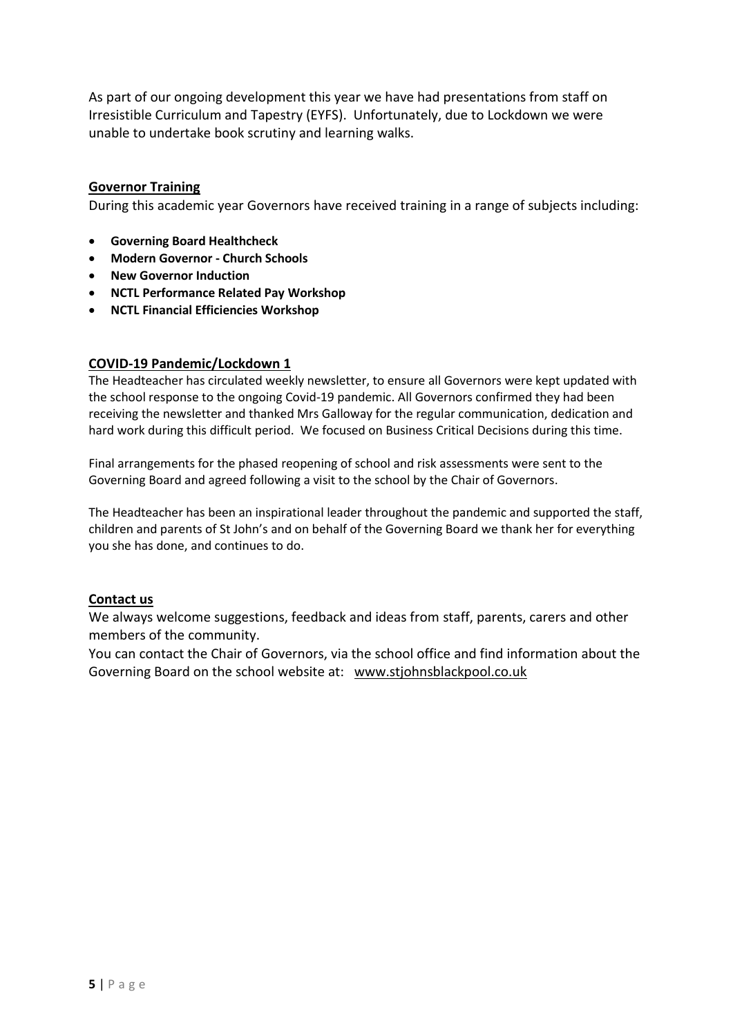As part of our ongoing development this year we have had presentations from staff on Irresistible Curriculum and Tapestry (EYFS). Unfortunately, due to Lockdown we were unable to undertake book scrutiny and learning walks.

## Governor Training

During this academic year Governors have received training in a range of subjects including:

- **Governing Board Healthcheck**
- **Modern Governor - Church Schools**
- **New Governor Induction**
- **NCTL Performance Related Pay Workshop**
- **NCTL Financial Efficiencies Workshop**

## COVID-19 Pandemic/Lockdown 1

The Headteacher has circulated weekly newsletter, to ensure all Governors were kept updated with the school response to the ongoing Covid-19 pandemic. All Governors confirmed they had been receiving the newsletter and thanked Mrs Galloway for the regular communication, dedication and hard work during this difficult period. We focused on Business Critical Decisions during this time.

Final arrangements for the phased reopening of school and risk assessments were sent to the Governing Board and agreed following a visit to the school by the Chair of Governors.

The Headteacher has been an inspirational leader throughout the pandemic and supported the staff, children and parents of St John's and on behalf of the Governing Board we thank her for everything you she has done, and continues to do.

## Contact us

We always welcome suggestions, feedback and ideas from staff, parents, carers and other members of the community.

You can contact the Chair of Governors, via the school office and find information about the Governing Board on the school website at: www.stjohnsblackpool.co.uk